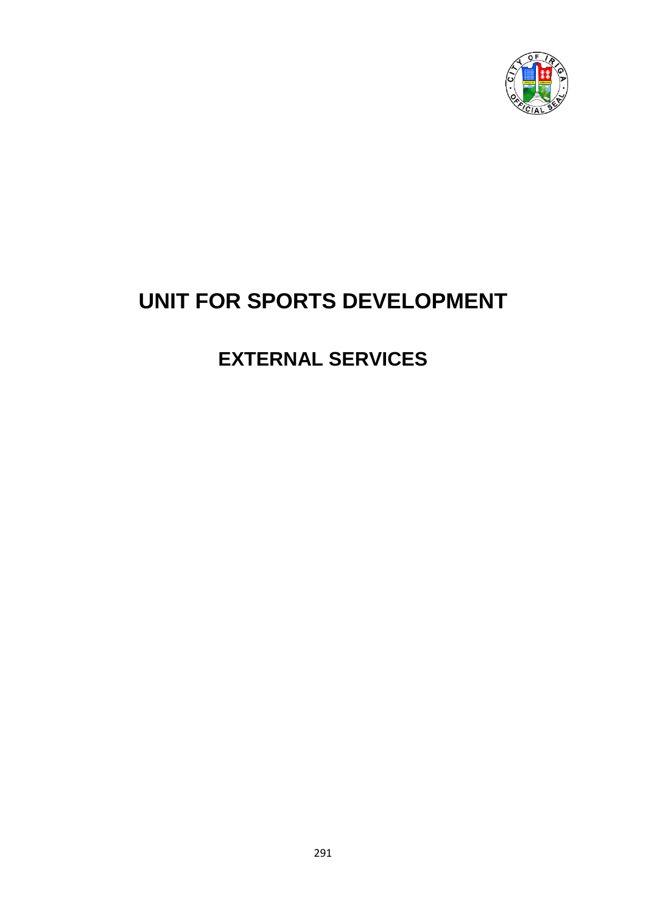# UNIT FOR SPORTS DEVELOPMENT

## EXTERNAL SERVICES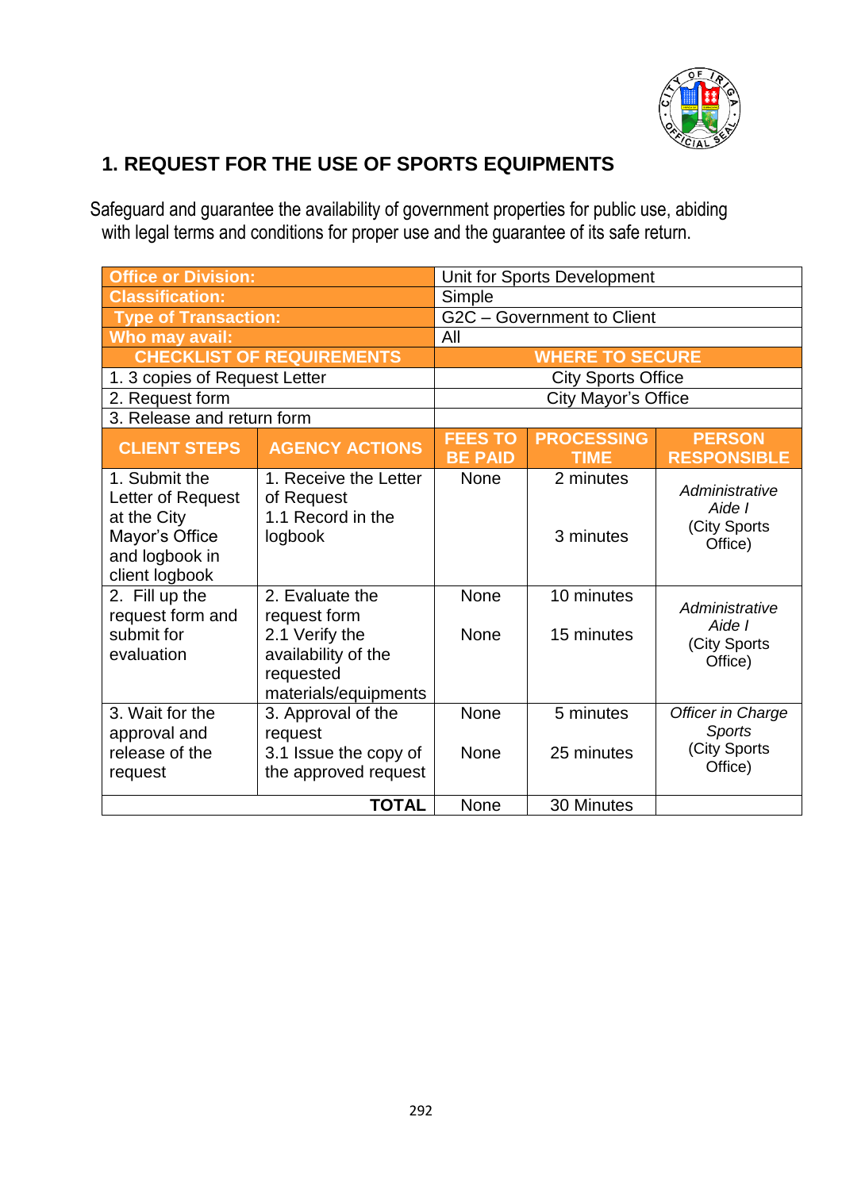## 1. REQUEST FOR THE USE OF SPORTS EQUIPMENTS

Safeguard and guarantee the availability of government properties for public use, abiding with legal terms and conditions for proper use and the guarantee of its safe return.

| **Office or Division:** | | Unit for Sports Development | | |
|---|---|---|---|---|
| **Classification:** | | Simple | | |
| **Type of Transaction:** | | G2C – Government to Client | | |
| **Who may avail:** | | All | | |
| **CHECKLIST OF REQUIREMENTS** | | **WHERE TO SECURE** | | |
| 1. 3 copies of Request Letter | | City Sports Office | | |
| 2. Request form | | City Mayor's Office | | |
| 3. Release and return form | | | | |
| **CLIENT STEPS** | **AGENCY ACTIONS** | **FEES TO BE PAID** | **PROCESSING TIME** | **PERSON RESPONSIBLE** |
| 1. Submit the Letter of Request at the City Mayor's Office and logbook in client logbook | 1. Receive the Letter of Request<br>1.1 Record in the logbook | None | 2 minutes<br><br>3 minutes | *Administrative Aide I*<br>(City Sports Office) |
| 2. Fill up the request form and submit for evaluation | 2. Evaluate the request form<br>2.1 Verify the availability of the requested materials/equipments | None<br><br>None | 10 minutes<br><br>15 minutes | *Administrative Aide I*<br>(City Sports Office) |
| 3. Wait for the approval and release of the request | 3. Approval of the request<br>3.1 Issue the copy of the approved request | None<br><br>None | 5 minutes<br><br>25 minutes | *Officer in Charge Sports*<br>(City Sports Office) |
| | **TOTAL** | None | 30 Minutes | |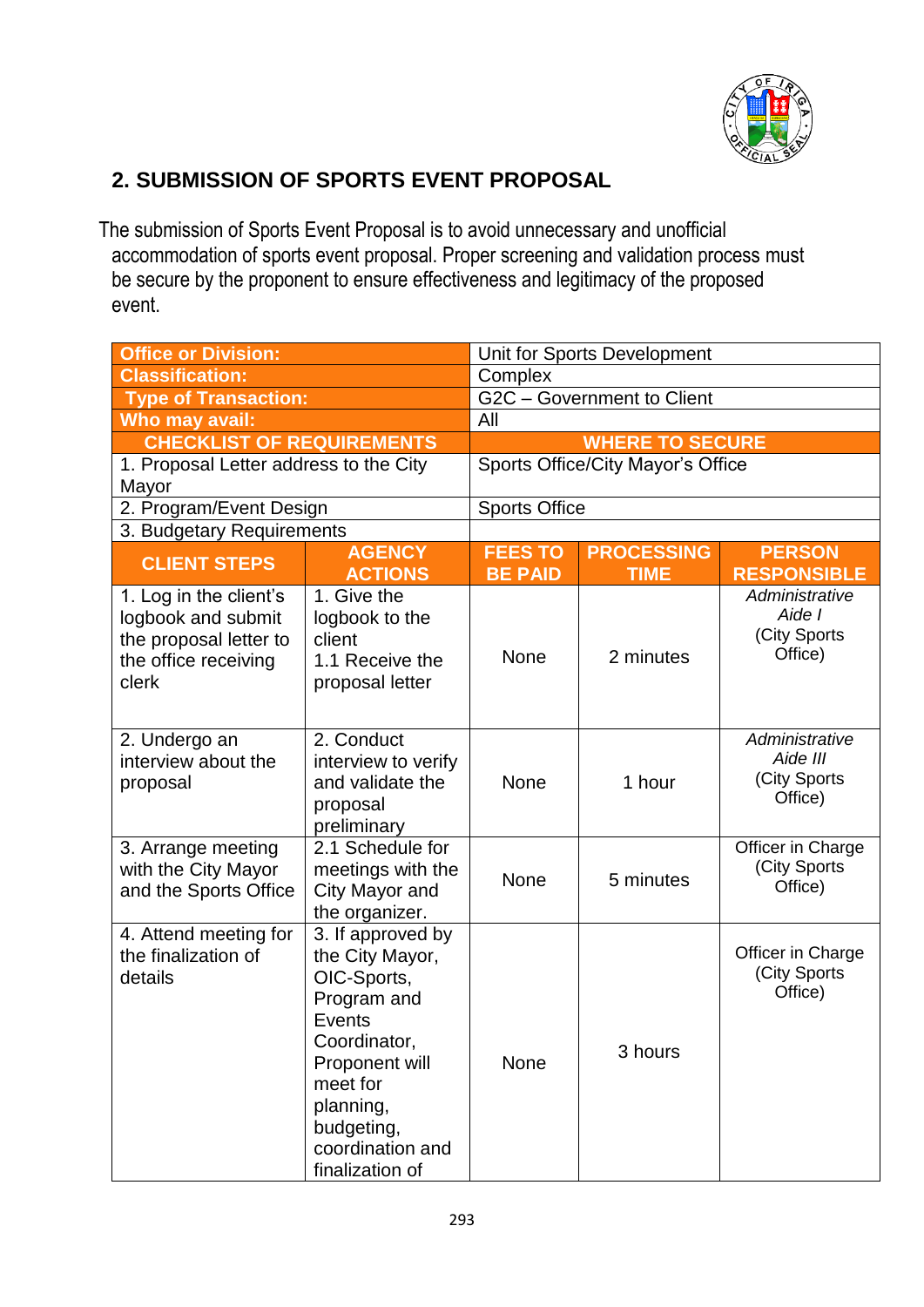## 2. SUBMISSION OF SPORTS EVENT PROPOSAL

The submission of Sports Event Proposal is to avoid unnecessary and unofficial accommodation of sports event proposal. Proper screening and validation process must be secure by the proponent to ensure effectiveness and legitimacy of the proposed event.

| **Office or Division:** | | Unit for Sports Development | | |
|---|---|---|---|---|
| **Classification:** | | Complex | | |
| **Type of Transaction:** | | G2C – Government to Client | | |
| **Who may avail:** | | All | | |
| **CHECKLIST OF REQUIREMENTS** | | **WHERE TO SECURE** | | |
| 1. Proposal Letter address to the City Mayor | | Sports Office/City Mayor's Office | | |
| 2. Program/Event Design | | Sports Office | | |
| 3. Budgetary Requirements | | | | |
| **CLIENT STEPS** | **AGENCY ACTIONS** | **FEES TO BE PAID** | **PROCESSING TIME** | **PERSON RESPONSIBLE** |
| 1. Log in the client's logbook and submit the proposal letter to the office receiving clerk | 1. Give the logbook to the client<br>1.1 Receive the proposal letter | None | 2 minutes | *Administrative Aide I*<br>(City Sports Office) |
| 2. Undergo an interview about the proposal | 2. Conduct interview to verify and validate the proposal preliminary | None | 1 hour | *Administrative Aide III*<br>(City Sports Office) |
| 3. Arrange meeting with the City Mayor and the Sports Office | 2.1 Schedule for meetings with the City Mayor and the organizer. | None | 5 minutes | Officer in Charge (City Sports Office) |
| 4. Attend meeting for the finalization of details | 3. If approved by the City Mayor, OIC-Sports, Program and Events Coordinator, Proponent will meet for planning, budgeting, coordination and finalization of | None | 3 hours | Officer in Charge (City Sports Office) |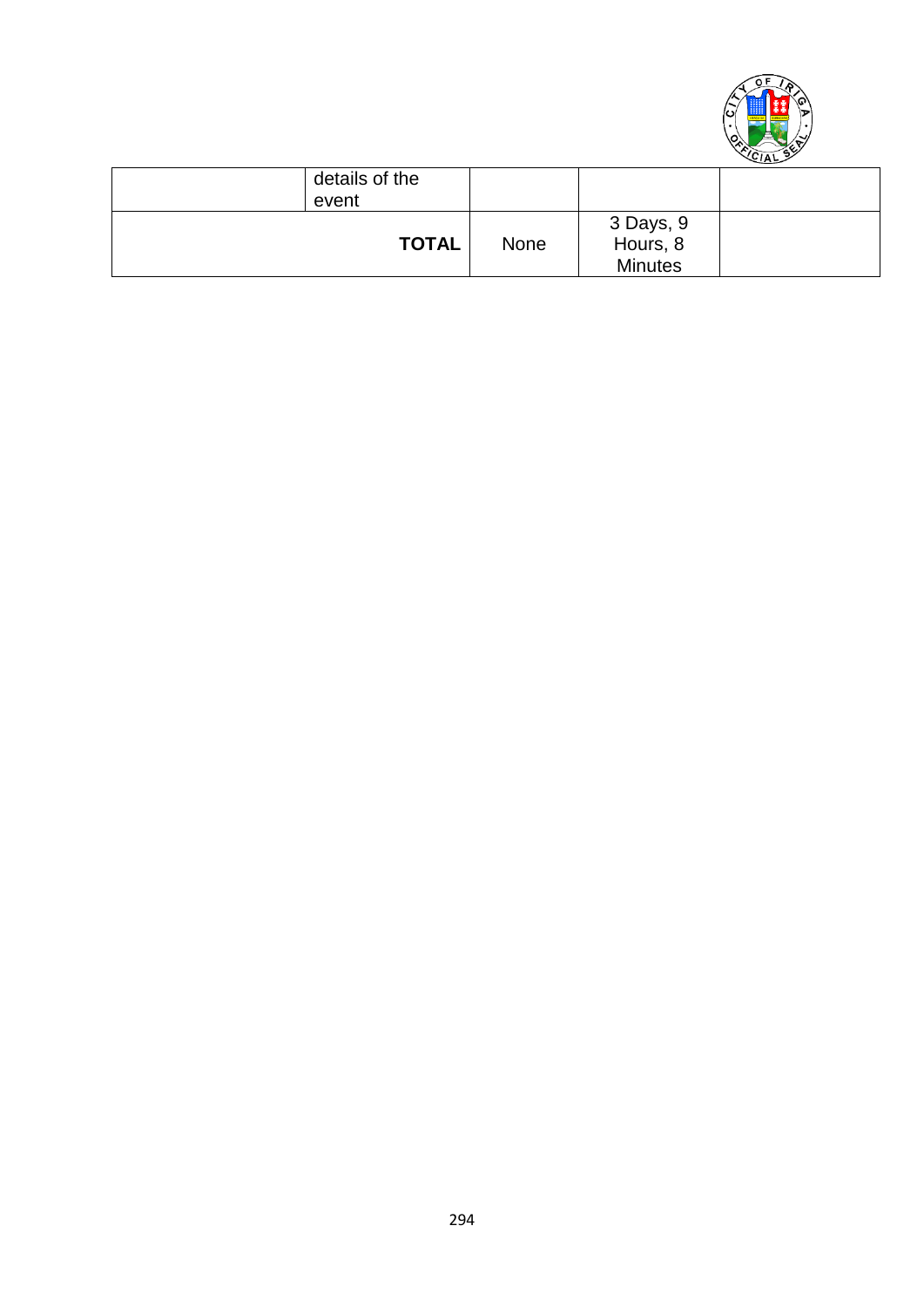| | | | | |
|---|---|---|---|---|
| | details of the event | | | |
| | **TOTAL** | None | 3 Days, 9 Hours, 8 Minutes | |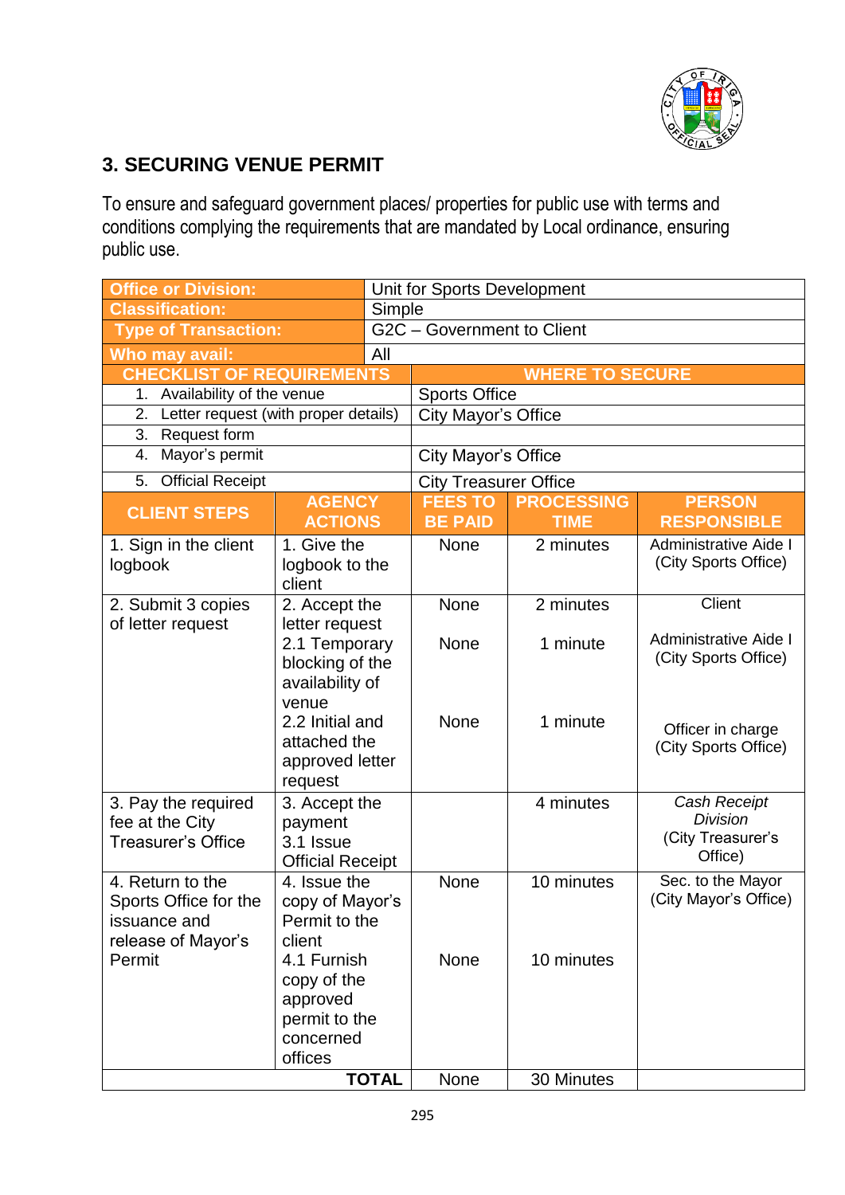## 3. SECURING VENUE PERMIT

To ensure and safeguard government places/ properties for public use with terms and conditions complying the requirements that are mandated by Local ordinance, ensuring public use.

| | |
|---|---|
| **Office or Division:** | Unit for Sports Development |
| **Classification:** | Simple |
| **Type of Transaction:** | G2C – Government to Client |
| **Who may avail:** | All |

| CHECKLIST OF REQUIREMENTS | WHERE TO SECURE |
|---|---|
| 1. Availability of the venue | Sports Office |
| 2. Letter request (with proper details) | City Mayor's Office |
| 3. Request form | |
| 4. Mayor's permit | City Mayor's Office |
| 5. Official Receipt | City Treasurer Office |

| CLIENT STEPS | AGENCY ACTIONS | FEES TO BE PAID | PROCESSING TIME | PERSON RESPONSIBLE |
|---|---|---|---|---|
| 1. Sign in the client logbook | 1. Give the logbook to the client | None | 2 minutes | Administrative Aide I (City Sports Office) |
| 2. Submit 3 copies of letter request | 2. Accept the letter request | None | 2 minutes | Client |
| | 2.1 Temporary blocking of the availability of venue | None | 1 minute | Administrative Aide I (City Sports Office) |
| | 2.2 Initial and attached the approved letter request | None | 1 minute | Officer in charge (City Sports Office) |
| 3. Pay the required fee at the City Treasurer's Office | 3. Accept the payment<br>3.1 Issue Official Receipt | | 4 minutes | *Cash Receipt Division* (City Treasurer's Office) |
| 4. Return to the Sports Office for the issuance and release of Mayor's Permit | 4. Issue the copy of Mayor's Permit to the client | None | 10 minutes | Sec. to the Mayor (City Mayor's Office) |
| | 4.1 Furnish copy of the approved permit to the concerned offices | None | 10 minutes | |
| | **TOTAL** | None | 30 Minutes | |